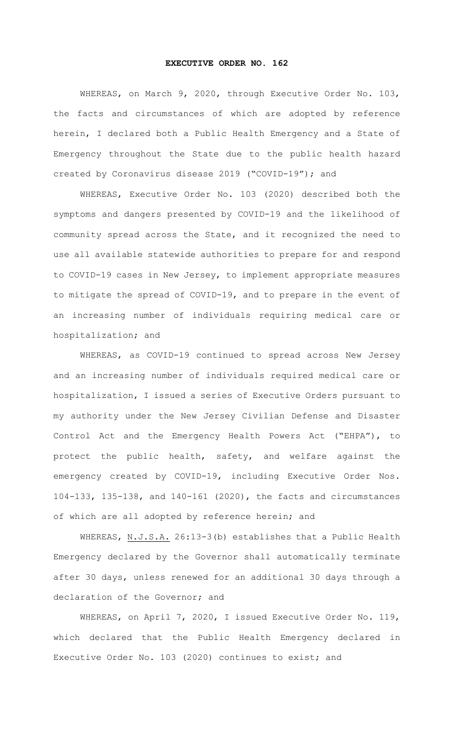# EXECUTIVE ORDER NO. 162

WHEREAS, on March 9, 2020, through Executive Order No. 103, the facts and circumstances of which are adopted by reference herein, I declared both a Public Health Emergency and a State of Emergency throughout the State due to the public health hazard created by Coronavirus disease 2019 ("COVID-19"); and

WHEREAS, Executive Order No. 103 (2020) described both the symptoms and dangers presented by COVID-19 and the likelihood of community spread across the State, and it recognized the need to use all available statewide authorities to prepare for and respond to COVID-19 cases in New Jersey, to implement appropriate measures to mitigate the spread of COVID-19, and to prepare in the event of an increasing number of individuals requiring medical care or hospitalization; and

WHEREAS, as COVID-19 continued to spread across New Jersey and an increasing number of individuals required medical care or hospitalization, I issued a series of Executive Orders pursuant to my authority under the New Jersey Civilian Defense and Disaster Control Act and the Emergency Health Powers Act ("EHPA"), to protect the public health, safety, and welfare against the emergency created by COVID-19, including Executive Order Nos. 104-133, 135-138, and 140-161 (2020), the facts and circumstances of which are all adopted by reference herein; and

WHEREAS, N.J.S.A. 26:13-3(b) establishes that a Public Health Emergency declared by the Governor shall automatically terminate after 30 days, unless renewed for an additional 30 days through a declaration of the Governor; and

WHEREAS, on April 7, 2020, I issued Executive Order No. 119, which declared that the Public Health Emergency declared in Executive Order No. 103 (2020) continues to exist; and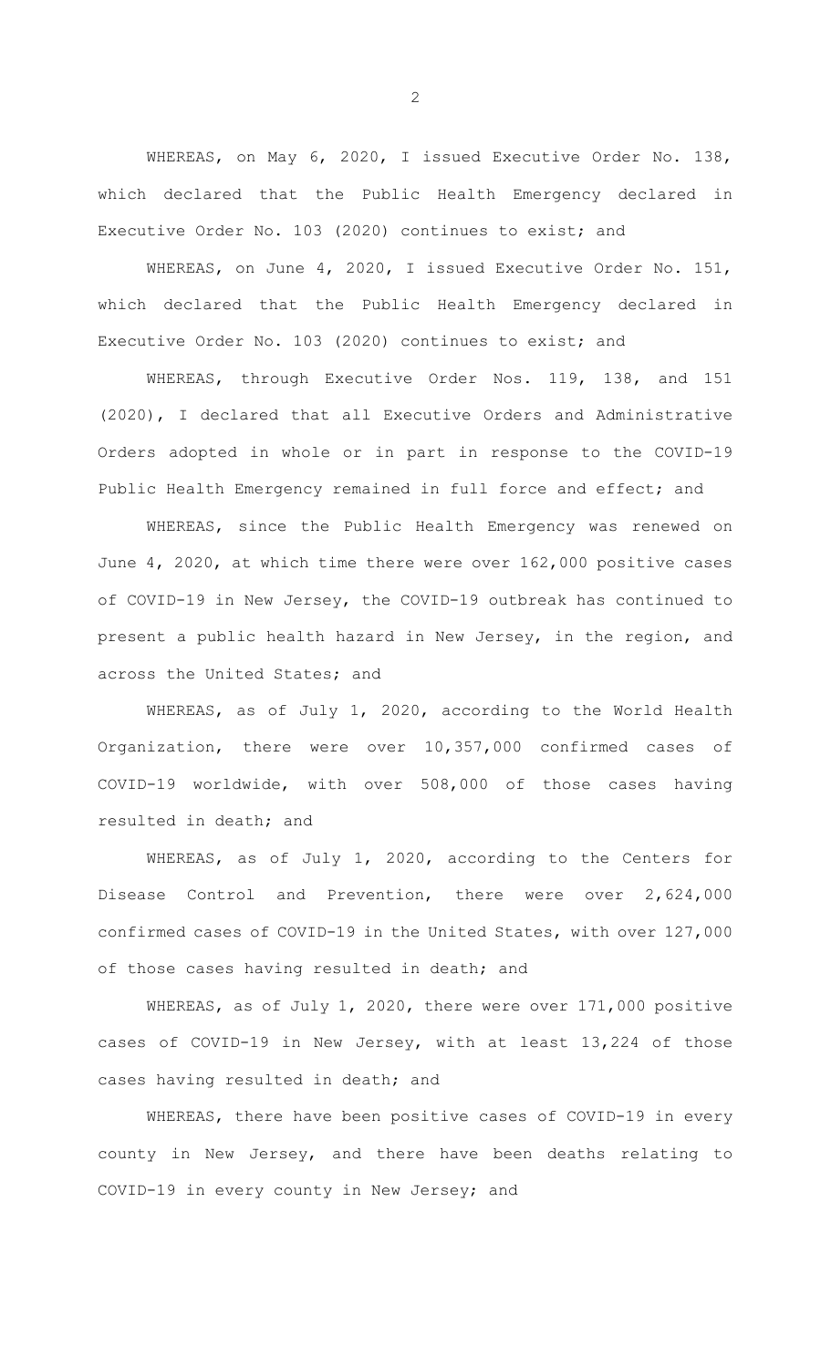WHEREAS, on May 6, 2020, I issued Executive Order No. 138, which declared that the Public Health Emergency declared in Executive Order No. 103 (2020) continues to exist; and

WHEREAS, on June 4, 2020, I issued Executive Order No. 151, which declared that the Public Health Emergency declared in Executive Order No. 103 (2020) continues to exist; and

WHEREAS, through Executive Order Nos. 119, 138, and 151 (2020), I declared that all Executive Orders and Administrative Orders adopted in whole or in part in response to the COVID-19 Public Health Emergency remained in full force and effect; and

WHEREAS, since the Public Health Emergency was renewed on June 4, 2020, at which time there were over 162,000 positive cases of COVID-19 in New Jersey, the COVID-19 outbreak has continued to present a public health hazard in New Jersey, in the region, and across the United States; and

WHEREAS, as of July 1, 2020, according to the World Health Organization, there were over 10,357,000 confirmed cases of COVID-19 worldwide, with over 508,000 of those cases having resulted in death; and

WHEREAS, as of July 1, 2020, according to the Centers for Disease Control and Prevention, there were over 2,624,000 confirmed cases of COVID-19 in the United States, with over 127,000 of those cases having resulted in death; and

WHEREAS, as of July 1, 2020, there were over 171,000 positive cases of COVID-19 in New Jersey, with at least 13,224 of those cases having resulted in death; and

WHEREAS, there have been positive cases of COVID-19 in every county in New Jersey, and there have been deaths relating to COVID-19 in every county in New Jersey; and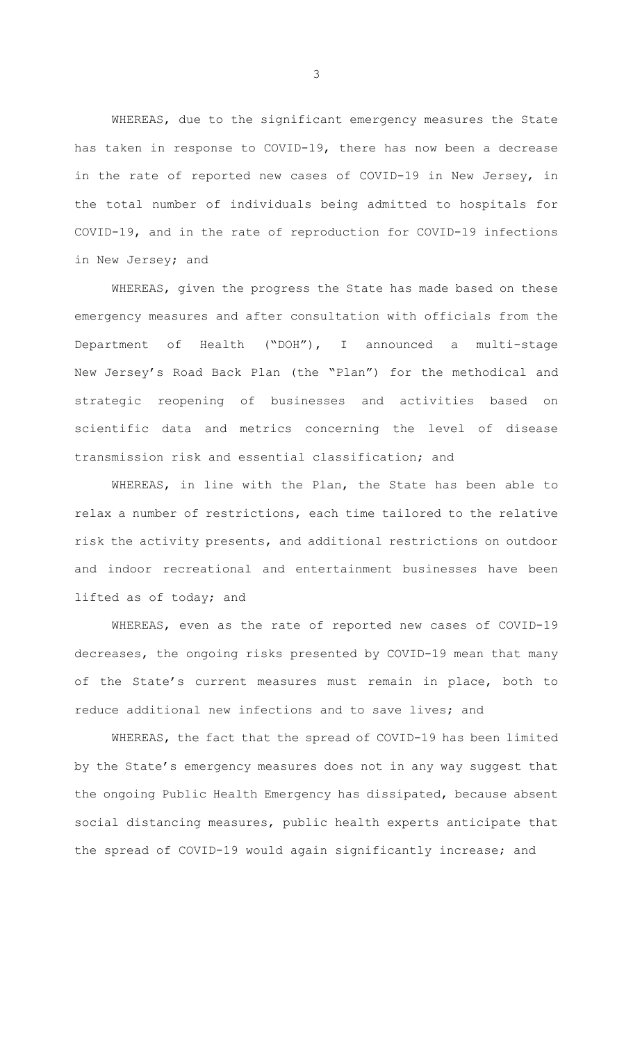WHEREAS, due to the significant emergency measures the State has taken in response to COVID-19, there has now been a decrease in the rate of reported new cases of COVID-19 in New Jersey, in the total number of individuals being admitted to hospitals for COVID-19, and in the rate of reproduction for COVID-19 infections in New Jersey; and

WHEREAS, given the progress the State has made based on these emergency measures and after consultation with officials from the Department of Health ("DOH"), I announced a multi-stage New Jersey's Road Back Plan (the "Plan") for the methodical and strategic reopening of businesses and activities based on scientific data and metrics concerning the level of disease transmission risk and essential classification; and

WHEREAS, in line with the Plan, the State has been able to relax a number of restrictions, each time tailored to the relative risk the activity presents, and additional restrictions on outdoor and indoor recreational and entertainment businesses have been lifted as of today; and

WHEREAS, even as the rate of reported new cases of COVID-19 decreases, the ongoing risks presented by COVID-19 mean that many of the State's current measures must remain in place, both to reduce additional new infections and to save lives; and

WHEREAS, the fact that the spread of COVID-19 has been limited by the State's emergency measures does not in any way suggest that the ongoing Public Health Emergency has dissipated, because absent social distancing measures, public health experts anticipate that the spread of COVID-19 would again significantly increase; and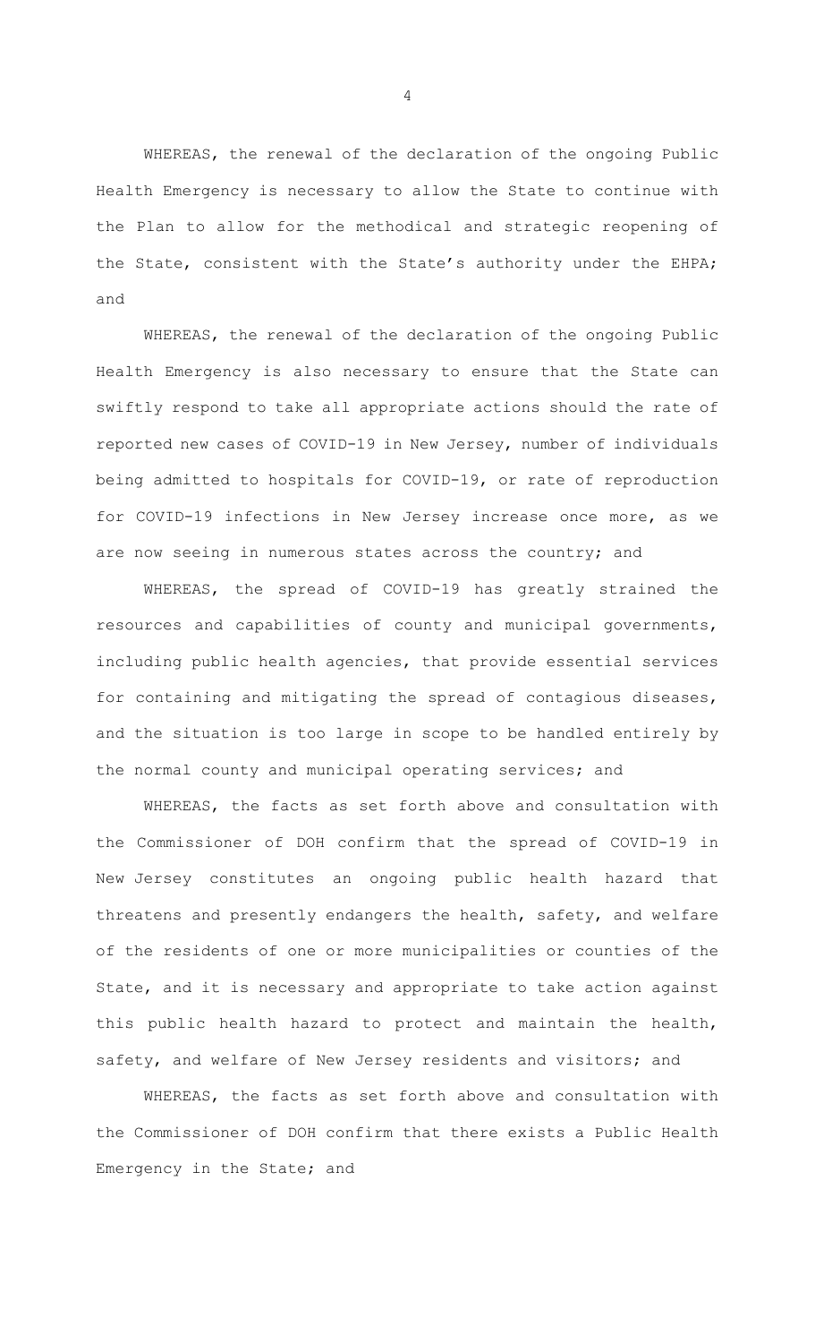WHEREAS, the renewal of the declaration of the ongoing Public Health Emergency is necessary to allow the State to continue with the Plan to allow for the methodical and strategic reopening of the State, consistent with the State's authority under the EHPA; and

WHEREAS, the renewal of the declaration of the ongoing Public Health Emergency is also necessary to ensure that the State can swiftly respond to take all appropriate actions should the rate of reported new cases of COVID-19 in New Jersey, number of individuals being admitted to hospitals for COVID-19, or rate of reproduction for COVID-19 infections in New Jersey increase once more, as we are now seeing in numerous states across the country; and

WHEREAS, the spread of COVID-19 has greatly strained the resources and capabilities of county and municipal governments, including public health agencies, that provide essential services for containing and mitigating the spread of contagious diseases, and the situation is too large in scope to be handled entirely by the normal county and municipal operating services; and

WHEREAS, the facts as set forth above and consultation with the Commissioner of DOH confirm that the spread of COVID-19 in New Jersey constitutes an ongoing public health hazard that threatens and presently endangers the health, safety, and welfare of the residents of one or more municipalities or counties of the State, and it is necessary and appropriate to take action against this public health hazard to protect and maintain the health, safety, and welfare of New Jersey residents and visitors; and

WHEREAS, the facts as set forth above and consultation with the Commissioner of DOH confirm that there exists a Public Health Emergency in the State; and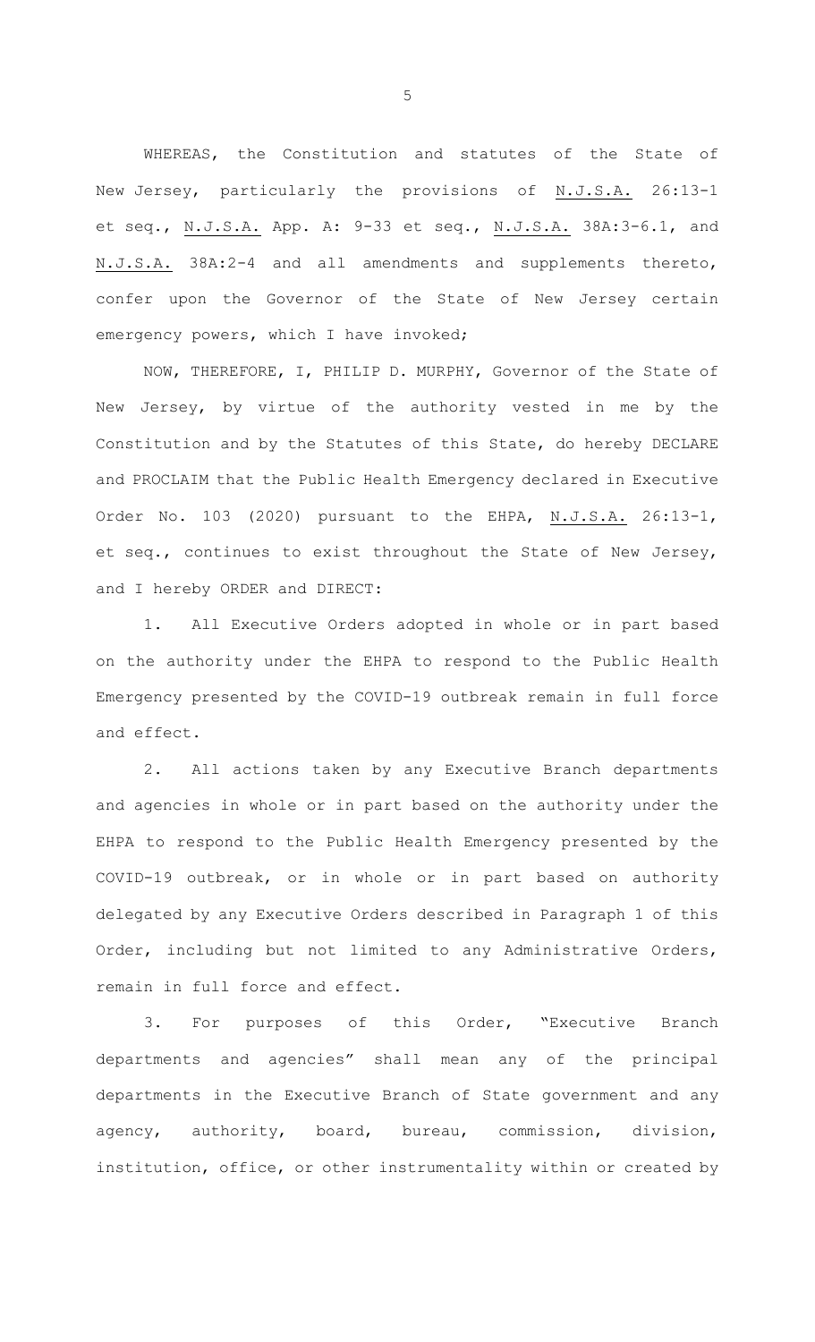WHEREAS, the Constitution and statutes of the State of New Jersey, particularly the provisions of N.J.S.A. 26:13-1 et seq., N.J.S.A. App. A: 9-33 et seq., N.J.S.A. 38A:3-6.1, and N.J.S.A. 38A:2-4 and all amendments and supplements thereto, confer upon the Governor of the State of New Jersey certain emergency powers, which I have invoked;

NOW, THEREFORE, I, PHILIP D. MURPHY, Governor of the State of New Jersey, by virtue of the authority vested in me by the Constitution and by the Statutes of this State, do hereby DECLARE and PROCLAIM that the Public Health Emergency declared in Executive Order No. 103 (2020) pursuant to the EHPA, N.J.S.A. 26:13-1, et seq., continues to exist throughout the State of New Jersey, and I hereby ORDER and DIRECT:

1. All Executive Orders adopted in whole or in part based on the authority under the EHPA to respond to the Public Health Emergency presented by the COVID-19 outbreak remain in full force and effect.

2. All actions taken by any Executive Branch departments and agencies in whole or in part based on the authority under the EHPA to respond to the Public Health Emergency presented by the COVID-19 outbreak, or in whole or in part based on authority delegated by any Executive Orders described in Paragraph 1 of this Order, including but not limited to any Administrative Orders, remain in full force and effect.

3. For purposes of this Order, "Executive Branch departments and agencies" shall mean any of the principal departments in the Executive Branch of State government and any agency, authority, board, bureau, commission, division, institution, office, or other instrumentality within or created by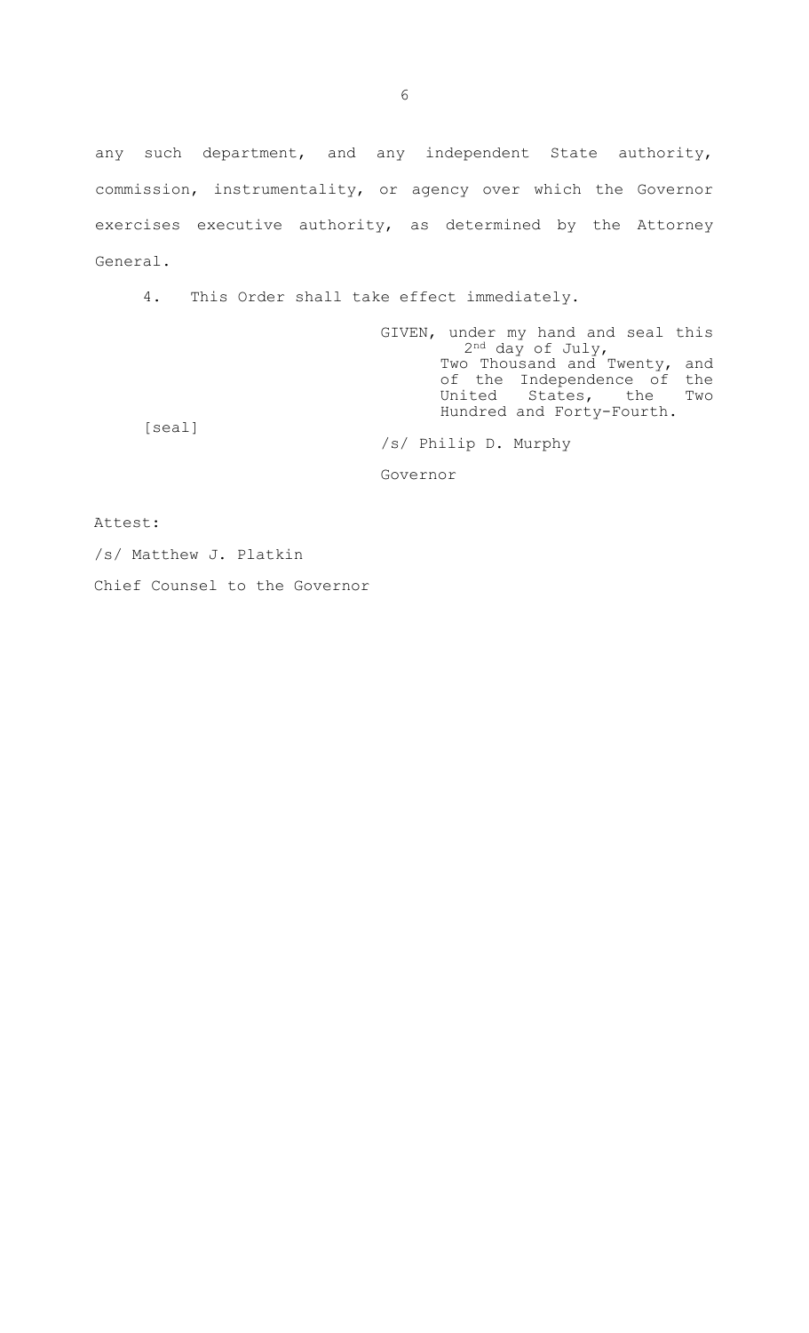any such department, and any independent State authority, commission, instrumentality, or agency over which the Governor exercises executive authority, as determined by the Attorney General.

4. This Order shall take effect immediately.

GIVEN, under my hand and seal this 2nd day of July, Two Thousand and Twenty, and of the Independence of the United States, the Two Hundred and Forty-Fourth.

[seal]

/s/ Philip D. Murphy

Governor

Attest:

/s/ Matthew J. Platkin

Chief Counsel to the Governor